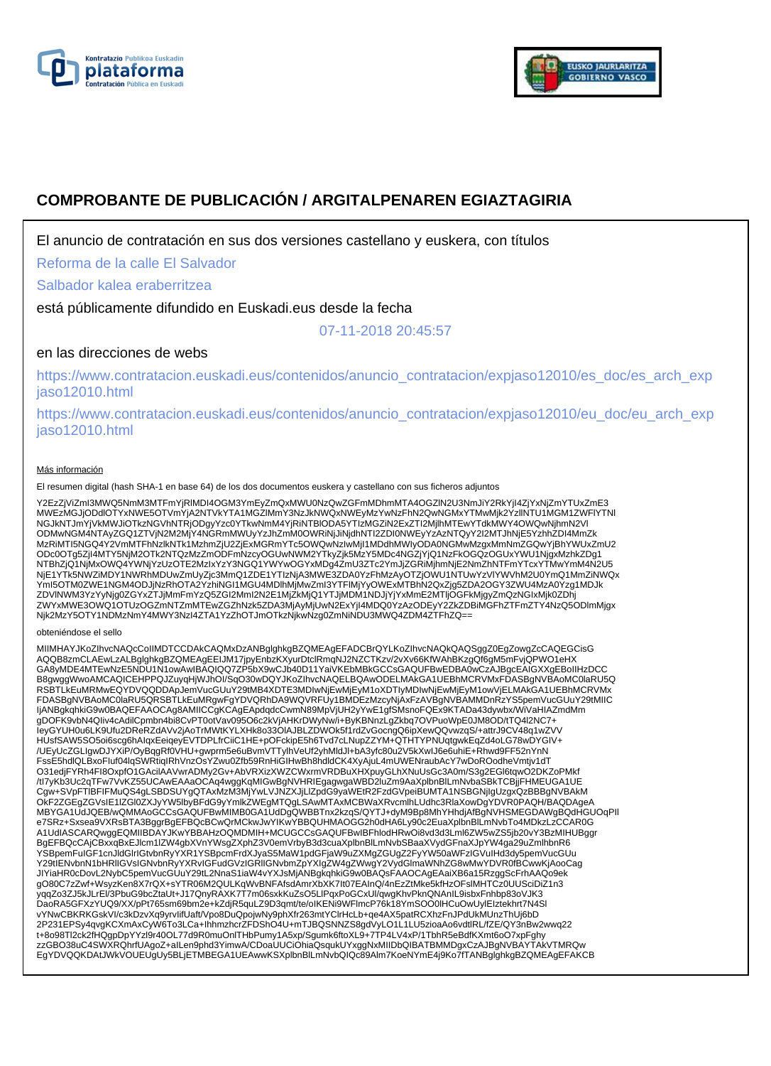# COMPROBANTE DE PUBLICACIÓN / ARGITALPENAREN EGIAZTAGIRIA

El anuncio de contratación en sus dos versiones castellano y euskera, con títulos

Reforma de la calle El Salvador

Salbador kalea eraberritzea

está públicamente difundido en Euskadi.eus desde la fecha

07-11-2018 20:45:57

en las direcciones de webs

https://www.contratacion.euskadi.eus/contenidos/anuncio_contratacion/expjaso12010/es_doc/es_arch_expjaso12010.html

https://www.contratacion.euskadi.eus/contenidos/anuncio_contratacion/expjaso12010/eu_doc/eu_arch_expjaso12010.html

Más información

El resumen digital (hash SHA-1 en base 64) de los dos documentos euskera y castellano con sus ficheros adjuntos

Y2EzZjViZmI3MWQ5NmM3MTFmYjRlMDI4OGM3YmEyZmQxMWU0NzQwZGFmMDhmMTA4OGZlN2U3NmJiY2RkYjI4ZjYxNjZmYTUxZmE3MWEzMGJjODdlOTYxNWE5OTVmYjA2NTVkYTA1MGZlMmY3NzJkNWQxNWEyMzYwNzFhN2QwNGMxYTMwMjk2YzllNTU1MGM1ZWFlYTNlNGJkNTJmYjVkMWJiOTkzNGVhNTRjODgyYzc0YTkwNmM4YjRiNTBlODA5YTlzMGZiN2ExZTI2MjlhMTEwYTdkMWY4OWQwNjhmN2VlODMwNGM4NTAyZGQ1ZTVjN2M2MjY4NGRmMWUyYzJhZmM0OWRiNjJiNjdhNTI2ZDI0NWEyYzAzNTQyY2I2MTJhNjE5YzhhZDI4MmZkMzRiMTI5NGQ4Y2VmMTFhNzlkNTk1MzhmZjU2ZjExMGRmYTc5OWQwNzIwMjI1MDdhMWIyODA0NGMwMzgxMmNmZGQwYjBhYWUxZmU2ODc0OTg5ZjI4MTY5NjM2OTk2NTQzMzZmODFmNzcyOGUwNWM2YTkyZjk5MzY5MDc4NGZjYjQ1NzFkOGQzOGUxYWU1NjgxMzhkZDg1NTBhZjQ1NjMxOWQ4YWNjYzUzOTE2MzIxYzY3NGQ1YWYwOGYxMDg4ZmU3ZTc2YmJjZGRiMjhmNjE2NmZhNTFmYTcxYTMwYmM4N2U5NjE1YTk5NWZiMDY1NWRhMDUwZmUyZjc3MmQ1ZDE1YTIzNjA3MWE3ZDA0YzFhMzAyOTZjOWU1NTUwYzVlYWVhM2U0YmQ1MmZiNWQxYmI5OTM0ZWE1NGM4ODJjNzRhOTA2YzhiNGI1MGU4MDlhMjMwZmI3YTFlMjYyOWExMTBhN2QxZjg5ZDA2OGY3ZWU4MzA0Yzg1MDJkZDVlNWM3YzYyNjg0ZGYxZTJjMmFmYzQ5ZGI2MmI2N2E1MjZkMjQ1YTJjMDM1NDJjYjYxMmE2MTljOGFkMjgyZmQzNGIxMjk0ZDhjZWYxMWE3OWQ1OTUzOGZmNTZmMTEwZGZhNzk5ZDA3MjAyMjUwN2ExYjI4MDQ0YzAzODEyY2ZkZDBiMGFhZTFmZTY4NzQ5ODlmMjgxNjk2MzY5OTY1NDMzNmY4MWY3NzI4ZTA1YzZhOTJmOTkzNjkwNzg0ZmNiNDU3MWQ4ZDM4ZTFhZQ==

obteniéndose el sello

MIIMHAYJKoZIhvcNAQcCoIIMDTCCDAkCAQMxDzANBglghkgBZQMEAgEFADCBrQYLKoZIhvcNAQkQAQSggZ0EgZowgZcCAQEGCisGAQQB8zmCLAEwLzALBglghkgBZQMEAgEEIJM17jpyEnbzKXyurDtclRmqNJ2NZCTKzv/2vXv66KfWAhBKzgQf6gM5mFvjQPWO1eHXGA8yMDE4MTEwNzE5NDU1N1owAwIBAQIQQ7ZP5bX9wCJb40D11YaiVKEbMBkGCCsGAQUFBwEDBA0wCzAJBgcEAIGXXgEBoIIHzDCCB8gwggWwoAMCAQICEHPPQJZuyqHjWJhOl/SqO30wDQYJKoZIhvcNAQELBQAwODELMAkGA1UEBhMCRVMxFDASBgNVBAoMC0laRU5QRSBTLkEuMRMwEQYDVQQDDApJemVucGUuY29tMB4XDTE3MDIwNjEwMjEyM1oXDTIyMDIwNjEwMjEyM1owVjELMAkGA1UEBhMCRVMxFDASBgNVBAoMC0laRU5QRSBTLkEuMRgwFgYDVQRhDA9WQVRFUy1BMDEzMzcyNjAxFzAVBgNVBAMMDnRzYS5pemVucGUuY29tMIICIjANBgkqhkiG9w0BAQEFAAOCAg8AMIICCgKCAgEApdqdcCwmN89MpVjUH2yYwE1gfSMsnoFQEx9KTADa43dywbx/WiVaHIAZmdMmgDOFK9vbN4QIiv4cAdilCpmbn4bi8CvPT0otVav095O6c2kVjAHKrDWyNw/i+ByKBNnzLgZkbq7OVPuoWpE0JM8OD/tTQ4l2NC7+IeyGYUH0u6LK9Ufu2DReRZdAVv2jAoTrMWtKYLXHk8o33OlAJBLZDWOk5f1rdZvGocngQ6ipXewQQvwzqS/+attrJ9CV48q1wZVVHUsfSAW5O5oi6scg6hAIqxEeiqeyEVTDPLfrCiiC1HE+pOFckipE5h6Tvd7cLNupZZYM+QTHTYPNUqtgwkEqZd4oLG78wDYGIV+/UEyUcZGLlgwDJYXiP/OyBqgRf0VHU+gwprm5e6uBvmVTTylhVeUf2yhMldJI+bA3yfc80u2V5kXwlJ6e6uhiE+Rhwd9FF52rYnNFssE5hdlQLBxoFluf04lqSWRtiqlRhVnzOsYZwu0Zfb59RnHiGIHwBh8hdldCK4XyAjuL4mUWENraubAcY7wDoROodheVmtjv1dTO31edjFYRh4FI8OxpfO1GAciIAAVwrADMy2Gv+AbVRXizXWZCWxrmVRDBuXHXpuyGLhXNuUsGc3A0m/S3g2EGl6tqwO2DKZoPMkf/tI7yKb3Uc2qTFw7VvKZ55UCAwEAAaOCAq4wggKqMIGwBgNVHRIEgagwgaWBD2luZm9AaXplbnBlLmNvbaSBkTCBjjFHMEUGA1UECgw+SVpFTlBFIFMuQS4gLSBDSUYgQTAxMzM3MjYwLVJNZXJjLlZpdG9yaWEtR2FzdGVpeiBUMTA1NSBGNjIgUzgxQzBBBgNVBAkMOkF2ZGEgZGVsIE1lZGl0ZXJyYW5lbyBFdG9yYmlkZWEgMTQgLSAwMTAxMCBWaXRvcmlhLUdhc3RlaXowDgYDVR0PAQH/BAQDAgeAMBYGA1UdJQEB/wQMMAoGCCsGAQUFBwMIMB0GA1UdDgQWBBTnx2kzqS/QYTJ+dyM9Bp8MhYHhdjAfBgNVHSMEGDAWgBQdHGUOqPlle7SRz+Sxsea9VXRsBTA3BggrBgEFBQcBCwQrMCkwJwYIKwYBBQUHMAOGG2h0dHA6Ly90c2EuaXplbnBlLmNvbTo4MDkzLzCCAR0GA1UdIASCARQwggEQMIIBDAYJKwYBBAHzOQMDMIH+MCUGCCsGAQUFBwIBFhlodHRwOi8vd3d3Lml6ZW5wZS5jb20vY3BzMIHUBggrBgEFBQcCAjCBxxqBxEJlcm1lZW4gbXVnYWsgZXphZ3V0emVrbyB3d3cuaXplbnBlLmNvbSBaaXVydGFnaXJpYW4ga29uZmlhbnR6YSBpemFuIGF1cnJldGlrIGtvbnRyYXR1YSBpcmFrdXJyaS5MaW1pdGFjaW9uZXMgZGUgZ2FyYW50aWFzIGVuIHd3dy5pemVucGUuY29tIENvbnN1bHRlIGVsIGNvbnRyYXRvIGFudGVzIGRlIGNvbmZpYXIgZW4gZWwgY2VydGlmaWNhZG8wMwYDVR0fBCwwKjAooCagJIYiaHR0cDovL2NybC5pemVucGUuY29tL2NnaS1iaW4vYXJsMjANBgkqhkiG9w0BAQsFAAOCAgEAaiXB6a15RzggScFrhAAQo9ekgO80C7zZwf+WsyzKen8X7rQX+sYTR06M2QULKqWvRhDAfsdAmrXbXK7lt07EAInQ/4nEzZtMke5kfHzOFslMHTCz0UUSciDiZ1n3yqqZo3ZJ5kJLrEl/3PbuG9bcZtaUt+J17QnyRAXK7T7m06sxkKuZsO5LlPqxPoGCxUl/qwgKhvPknQNAnIL9isbxFnhbp83oVJK3DaoRA5GFXzYUQ9/XX/pPt765sm69bm2e+kZdjR5quLZ9D3qmt/te/oIKENi9WFlmcP76k18YmSOO0lHCuOwUylEIztekhrt7N4SIvYNwCBKRKGskVl/c3kDzvXq9yrvlifUaft/Vpo8DuQpojwNy9phXfr263mtYClrHcLb+qe4AX5patRCXhzFnJPdUkMUnzThUj6bD2P231EPSy4qvgKCXmAxCyW6To3LCa+lhhmzhcrZFDShO4U+mTJBQSNNZS8gdVyLO1L1LU5zioaAo6vdtlRL/fZE/QY3nBw2wwq22t+8o98Tl2ck2fHQgpDpYYzl9r40OL77d9R0muOnlTHbPumy1A5xp/Sgumk6ftoXL9+7TP4LV4xP/1TbhR5eBdfKXmt6oO7xpFghyzzGBO38uC4SWXRQhrfUAgoZ+aILen9phd3YimwA/CDoaUUCiOhiaQsqukUYxggNxMIIDbQIBATBMMDgxCzAJBgNVBAYTAkVTMRQwEgYDVQQKDAtJWkVOUEUgUy5BLjETMBEGA1UEAwwKSXplbnBlLmNvbQIQc89Alm7KoeNYmE4j9Ko7fTANBglghkgBZQMEAgEFAKCB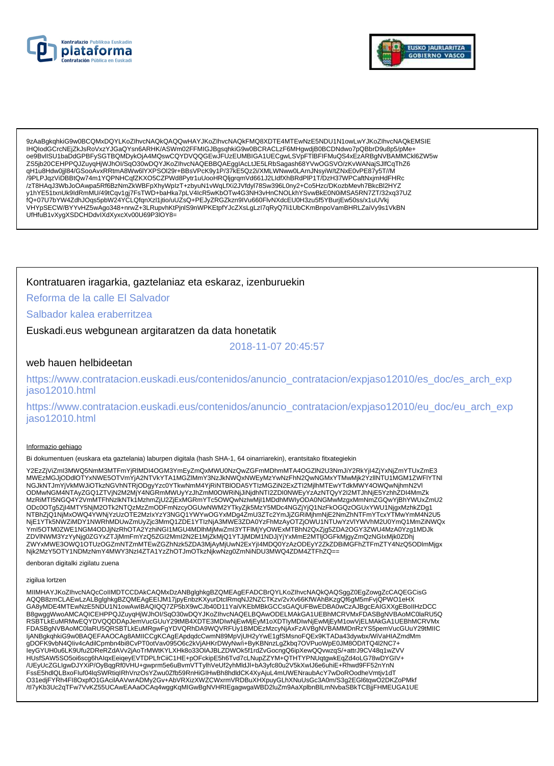9zAaBgkqhkiG9w0BCQMxDQYLKoZIhvcNAQkQAQQwHAYJKoZIhvcNAQkFMQ8XDTE4MTEwNzE5NDU1N1owLwYJKoZIhvcNAQkEMSIE
IHQIodGCrcNEjZkJsRoVxzYJGaQYsn6ARHK/ASWm02FFMIGJBgsqhkiG9w0BCRACLzF6MHgwdjB0BCDNdwo7pQBbrD9u8p5/pMe+
oe9BvlISU1baDdGPBFySGTBQMDykOjA4MQswCQYDVQQGEwJFUzEUMBIGA1UECgwLSVpFTlBFIFMuQS4xEzARBgNVBAMMCkl6ZW5w
ZS5jb20CEHPPQJZuyqHjWJhOI/SqO30wDQYJKoZIhvcNAQEBBQAEggIAcLtJE5LRbSagash68YVwOGSVO/zKvWANajSJlfCqThZ6
qH1u8Hdw0jjI84/GSooAvxRRtmA8Ww6lYXPSOl29r+BBsVPcK9y1P/37kE5Qz2i/XMLWNww0LArnJNsyiW/tZNxE0vPE87y5T//M
/9PLPJqzViDBBtQw74m1YQPNHCqfZKXO5CZPWd8Pytr1uUooHRQljgrqmVd661J2LIdfXhBRdPlP1T/DzH37WPCaftNxjmHdFHRc
/zT8HAqJ3WbJoOAwpa5Rf6BzNmZkWBFpXhyWplzT+zbyuN1vWqLfXi2JVfdyl78Sw396L0ny2+Co5Hzc/DKozbMevh7BkcBl2HYZ
y1hYE51txnUk9IdRmMU/49tCqv1gj7FsTWD+baHka7pLV4lcR5wKbOTw4G3NH3vHnCNOLkhYSvwBkE0N0iMSA5RN7ZT/32xq37UZ
fQ+07U7bYW4ZdhJOqs5pbW24YCLQfqnXzl1jtio/uUZsQ+PEJyZRGZkzn9IVu660FlvNXdcEU0H3zu5f5YBurjEw50ss/x1uUVkj
VHYpSECW/BYYvHZ5wAgo348+nrwZ+3LRupvhKtPjnlS9nWPKEtpfYJcZXsLgLzI7qRyQ7li1UbCKmBnpoVamBHRLZaiVy9s1VkBN
UfHfuB1vXygXSDCHDdvIXdXyxcXv00U69P3lOY8=

Kontratuaren iragarkia, gaztelaniaz eta eskaraz, izenburuekin

Reforma de la calle El Salvador

Salbador kalea eraberritzea

Euskadi.eus webgunean argitaratzen da data honetatik

2018-11-07 20:45:57

web hauen helbideetan

https://www.contratacion.euskadi.eus/contenidos/anuncio_contratacion/expjaso12010/es_doc/es_arch_expjaso12010.html

https://www.contratacion.euskadi.eus/contenidos/anuncio_contratacion/expjaso12010/eu_doc/eu_arch_expjaso12010.html

Informazio gehiago

Bi dokumentuen (euskara eta gaztelania) laburpen digitala (hash SHA-1, 64 oinarriarekin), erantsitako fitxategiekin

Y2EzZjViZmI3MWQ5NmM3MTFmYjRlMDI4OGM3YmEyZmQxMWU0NzQwZGFmMDhmMTA4OGZlN2U3NmJiY2RkYjI4ZjYxNjZmYTUxZmE3
MWEzMGJjODdlOTYxNWE5OTVmYjA2NTVkYTA1MGZlMmY3NzJkNWQxNWEyMzYwNzFhN2QwNGMxYTMwMjk2YzllNTU1MGM1ZWFlYTNl
NGJkNTJmYjVkMWJiOTkzNGVhNTRjODgyYzc0YTkwNmM4YjRiNTBlODA5YTIzMGZiN2ExZTI2MjlhMTEwYTdkMWY4OWQwNjhmN2Vl
ODMwNGM4NTAyZGQ1ZTVjN2M2MjY4NGRmMWUyYzJhZmM0OWRiNjJiNjdhNTI2ZDI0NWEyYzAzNTQyY2I2MTJhNjE5YzhhZDI4MmZk
MzRiMTI5NGQ4Y2VmMTFhNzlkNTk1MzhmZjU2ZjExMGRmYTc5OWQwNzlwMjI1MDdhMWIyODA0NGMwMzgxMmNmZGQwYjBhYWUxZmU2
ODc0OTg5ZjI4MTY5NjM2OTk2NTQzMzZmODFmNzcyOGUwNWM2YTkyZjk5MzY5MDc4NGZjYjQ1NzFkOGQzOGUxYWU1NjgxMzhkZDg1
NTBhZjQ1NjMxOWQ4YWNjYzUzOTE2MzIxYzY3NGQ1YWYwOGYxMDg4ZmU3ZTc2YmJjZGRiMjhmNjE2NmZhNTFmYTcxYTMwYmM4N2U5
NjE1YTk5NWZiMDY1NWRhMDUwZmUyZjc3MmQ1ZDE1YTIzNjA3MWE3ZDA0YzFhMzAyOTZjOWU1NTUwYzVlYWVhM2U0YmQ1MmZiNWQx
YmI5OTM0ZWE1NGM4ODJjNzRhOTA2YzhiNGI1MGU4MDlhMjMwZmI3YTFlMjYyOWExMTBhN2QxZjg5ZDA2OGY3ZWU4MzA0Yzg1MDJk
ZDVlNWM3YzYyNjg0ZGYxZTJjMmFmYzQ5ZGI2MmI2N2E1MjZkMjQ1YTJjMDM1NDJjYjYxMmE2MTljOGFkMjgyZmQzNGIxMjk0ZDhj
ZWYxMWE3OWQ1OTUzOGZmNTZmMTEwZGZhNzk5ZDA3MjAyMjUwN2ExYjI4MDQ0YzAzODEyY2ZkZDBiMGFhZTFmZTY4NzQ5ODlmMjgx
Njk2MzY5OTY1NDMzNmY4MWY3NzI4ZTA1YzZhOTJmOTkzNjkwNzg0ZmNiNDU3MWQ4ZDM4ZTFhZQ==

denboran digitalki zigilatu zuena

zigilua lortzen

MIIMHAYJKoZIhvcNAQcCoIIMDTCCDAkCAQMxDzANBglghkgBZQMEAgEFADCBrQYLKoZIhvcNAQkQAQSggZ0EgZowgZcCAQEGCisG
AQQB8zmCLAEwLzALBglghkgBZQMEAgEEIJM17jpyEnbzKXyurDtclRmqNJ2NZCTKzv/2vXv66KfWAhBKzgQf6gM5mFvjQPWO1eHX
GA8yMDE4MTEwNzE5NDU1N1owAwIBAQIQQ7ZP5bX9wCJb40D11YaiVKEbMBkGCCsGAQUFBwEDBA0wCzAJBgcEAIGXXgEBoIIHzDCC
B8gwggWwoAMCAQICEHPPQJZuyqHjWJhOI/SqO30wDQYJKoZIhvcNAQELBQAwODELMAkGA1UEBhMCRVMxFDASBgNVBAoMC0laRU5Q
RSBTLkEuMRMwEQYDVQQDDApJemVucGUuY29tMB4XDTE3MDIwNjEwMjEyM1oXDTIyMDIwNjEwMjEyM1owVjELMAkGA1UEBhMCRVMx
FDASBgNVBAoMC0laRU5QRSBTLkEuMRgwFgYDVQRhDA9WQVRFUy1BMDEzMzcyNjAxFzAVBgNVBAMMDnRzYS5pemVucGUuY29tMIIC
IjANBgkqhkiG9w0BAQEFAAOCAg8AMIICCgKCAgEApdqdcCwmN89MpVjUH2yYwE1gfSMsnoFQEx9KTADa43dywbx/WiVaHIAZmdMm
gDOFK9vbN4QIiv4cAdilCpmbn4bi8CvPT0otVav095O6c2kVjAHKrDWyNw/i+ByKBNnzLgZkbq7OVPuoWpE0JM8OD/tTQ4l2NC7+
IeyGYUH0u6LK9Ufu2DReRZdAVv2jAoTrMWtKYLXHk8o33OIAJBLZDWOk5f1rdZvGocngQ6ipXewQQvwzqS/+attrJ9CV48q1wZVV
HUsfSAW5SO5oi6scg6hAIqxEeiqeyEVTDPLfrCiiC1HE+pOFckipE5h6Tvd7cLNupZZYM+QTHTYPNUqtgwkEqZd4oLG78wDYGIV+
/UEyUcZGLIgwDJYXiP/OyBqgRf0VHU+gwprm5e6uBvmVTTylhVeUf2yhMldJl+bA3yfc80u2V5kXwlJ6e6uhiE+Rhwd9FF52nYnN
FssE5hdlQLBxoFIuf04lqSWRtiqIRhVnzOsYZwu0Zfb59RnHiGIHwBh8hdldCK4XyAjuL4mUWENraubAcY7wDoROodheVmtjv1dT
O31edjFYRh4FI8OxpfO1GAciIAAVwrADMy2Gv+AbVRXizXWZCWxrmVRDBuXHXpuyGLhXNuUsGc3A0m/S3g2EGl6tqwO2DKZoPMkf
/tI7yKb3Uc2qTFw7VvKZ55UCAwEAAaOCAq4wggKqMIGwBgNVHRIEgagwgaWBD2luZm9AaXplbnBlLmNvbaSBkTCBjjFHMEUGA1UE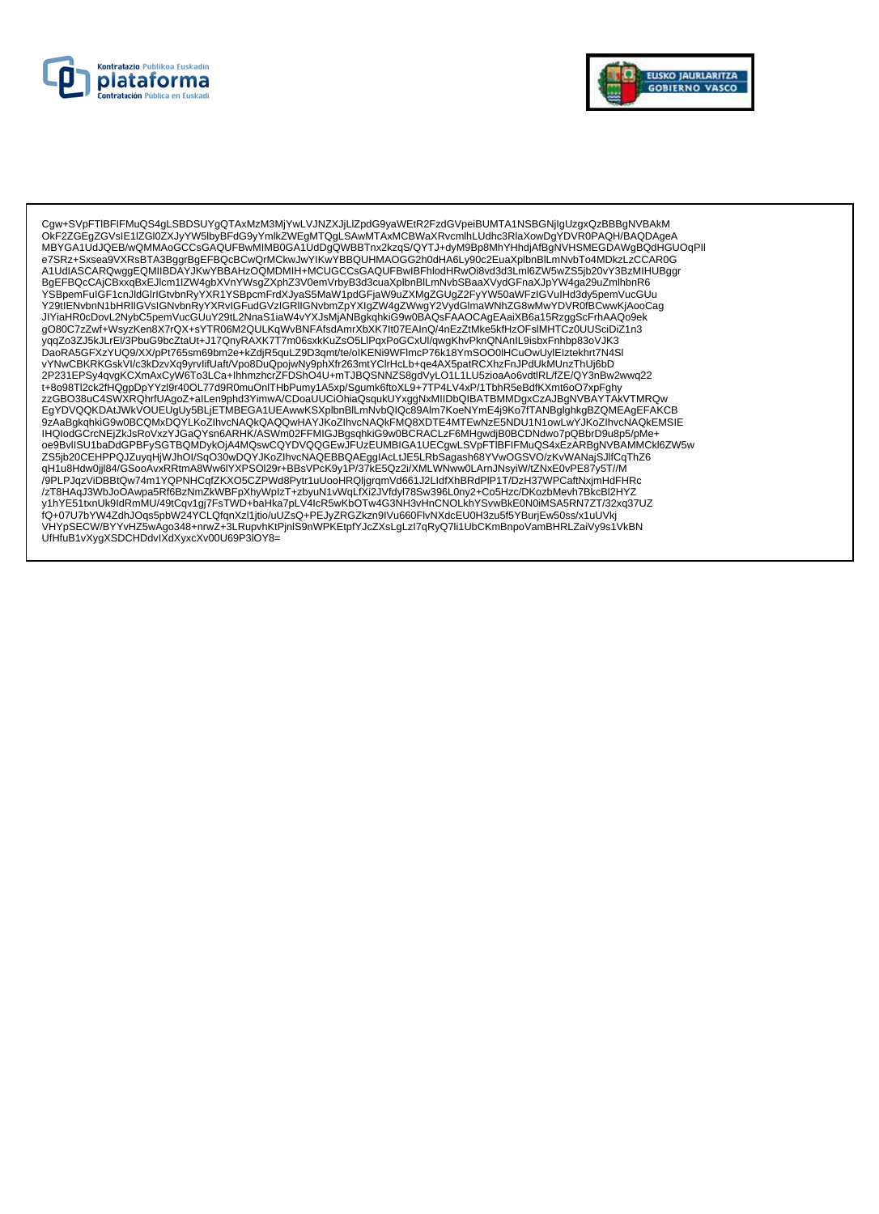Cgw+SVpFTlBFIFMuQS4gLSBDSUYgQTAxMzM3MjYwLVJNZXJjLlZpdG9yaWEtR2FzdGVpeiBUMTA1NSBGNjIgUzgxQzBBBgNVBAkM
OkF2ZGEgZGVsIE1lZGl0ZXJyYW5lbyBFdG9yYmlkZWEgMTQgLSAwMTAxMCBWaXRvcmlhLUdhc3RlaXowDgYDVR0PAQH/BAQDAgeA
MBYGA1UdJQEB/wQMMAoGCCsGAQUFBwMIMB0GA1UdDgQWBBTnx2kzqS/QYTJ+dyM9Bp8MhYHhdjAfBgNVHSMEGDAWgBQdHGUOqPIl
e7SRz+Sxsea9VXRsBTA3BggrBgEFBQcBCwQrMCkwJwYIKwYBBQUHMAOGG2h0dHA6Ly90c2EuaXplbnBlLmNvbTo4MDkzLzCCAR0G
A1UdIASCARQwggEQMIIBDAYJKwYBBAHzOQMDMIH+MCUGCCsGAQUFBwIBFhlodHRwOi8vd3d3Lml6ZW5wZS5jb20vY3BzMIHUBggr
BgEFBQcCAjCBxxqBxEJlcm1lZW4gbXVnYWsgZXphZ3V0emVrbyB3d3cuaXplbnBlLmNvbSBaaXVydGFnaXJpYW4ga29uZmlhbnR6
YSBpemFuIGF1cnJldGlrIGtvbnRyYXR1YSBpcmFrdXJyaS5MaW1pdGFjaW9uZXMgZGUgZ2FyYW50aWFzIGVuIHd3dy5pemVucGUu
Y29tIENvbnN1bHRlIGVsIGNvbnRyYXRvIGFudGVzIGRlIGNvbmZpYXIgZW4gZWwgY2VydGlmaWNhZG8wMwYDVR0fBCwwKjAooCag
JIYiaHR0cDovL2NybC5pemVucGUuY29tL2NnaS1iaW4vYXJsMjANBgkqhkiG9w0BAQsFAAOCAgEAaiXB6a15RzggScFrhAAQo9ek
gO80C7zZwf+WsyzKen8X7rQX+sYTR06M2QULKqWvBNFAfsdAmrXbXK7lt07EAInQ/4nEzZtMke5kfHzOFslMHTCz0UUSciDiZ1n3
yqqZo3ZJ5kJLrEl/3PbuG9bcZtaUt+J17QnyRAXK7T7m06sxkKuZsO5LlPqxPoGCxUl/qwgKhvPknQNAnIL9isbxFnhbp83oVJK3
DaoRA5GFXzYUQ9/XX/pPt765sm69bm2e+kZdjR5quLZ9D3qmt/te/oIKENi9WFlmcP76k18YmSOO0lHCuOwUylElztekhrt7N4Sl
vYNwCBKRKGskVl/c3kDzvXq9yrvlifUaft/Vpo8DuQpojwNy9phXfr263mtYClrHcLb+qe4AX5patRCXhzFnJPdUkMUnzThUj6bD
2P231EPSy4qvgKCXmAxCyW6To3LCa+lhhmzhcrZFDShO4U+mTJBQSNNZS8gdVyLO1L1LU5zioaAo6vdtlRL/fZE/QY3nBw2wwq22
t+8o98Tl2ck2fHQgpDpYYzl9r40OL77d9R0muOnlTHbPumy1A5xp/Sgumk6ftoXL9+7TP4LV4xP/1TbhR5eBdfKXmt6oO7xpFghy
zzGBO38uC4SWXRQhrfUAgoZ+aILen9phd3YimwA/CDoaUUCiOhiaQsqukUYxggNxMIIDbQIBATBMMDgxCzAJBgNVBAYTAkVTMRQw
EgYDVQQKDAtJWkVOUEUgUy5BLjETMBEGA1UEAwwKSXplbnBlLmNvbQIQc89Alm7KoeNYmE4j9Ko7fTANBglghkgBZQMEAgEFAKCB
9zAaBgkqhkiG9w0BCQMxDQYLKoZIhvcNAQkQAQQwHAYJKoZIhvcNAQkFMQ8XDTE4MTEwNzE5NDU1N1owLwYJKoZIhvcNAQkEMSIE
IHQlodGCrcNEjZkJsRoVxzYJGaQYsn6ARHK/ASWm02FFMIGJBgsqhkiG9w0BCRACLzF6MHgwdjB0BCDNdwo7pQBbrD9u8p5/pMe+
oe9BvlISU1baDdGPBFySGTBQMDykOjA4MQswCQYDVQQGEwJFUzEUMBIGA1UECgwLSVpFTlBFIFMuQS4xEzARBgNVBAMMCkl6ZW5w
ZS5jb20CEHPPQJZuyqHjWJhOI/SqO30wDQYJKoZIhvcNAQEBBQAEggIAcLtJE5LRbSagash68YVwOGSVO/zKvWANajSJlfCqThZ6
qH1u8Hdw0jjl84/GSooAvxRRtmA8Ww6lYXPSOl29r+BBsVPcK9y1P/37kE5Qz2i/XMLWNww0LArnJNsyiW/tZNxE0vPE87y5T//M
/9PLPJqzViDBBtQw74m1YQPNHCqfZKXO5CZPWd8Pytr1uUooHRQljgrqmVd661J2LIdfXhBRdPlP1T/DzH37WPCaftNxjmHdFHRc
/zT8HAqJ3WbJoOAwpa5Rf6BzNmZkWBFpXhyWplzT+zbyuN1vWqLfXi2JVfdyl78Sw396L0ny2+Co5Hzc/DKozbMevh7BkcBl2HYZ
y1hYE51txnUk9IdRmMU/49tCqv1gj7FsTWD+baHka7pLV4IcR5wKbOTw4G3NH3vHnCNOLkhYSvwBkE0N0iMSA5RN7ZT/32xq37UZ
fQ+07U7bYW4ZdhJOqs5pbW24YCLQfqnXzl1jtio/uUZsQ+PEJyZRGZkzn9lVu660FlvNXdcEU0H3zu5f5YBurjEw50ss/x1uUVkj
VHYpSECW/BYYvHZ5wAgo348+nrwZ+3LRupvhKtPjnlS9nWPKEtpfYJcZXsLgLzl7qRyQ7li1UbCKmBnpoVamBHRLZaiVy9s1VkBN
UfHfuB1vXygXSDCHDdvlXdXyxcXv00U69P3lOY8=